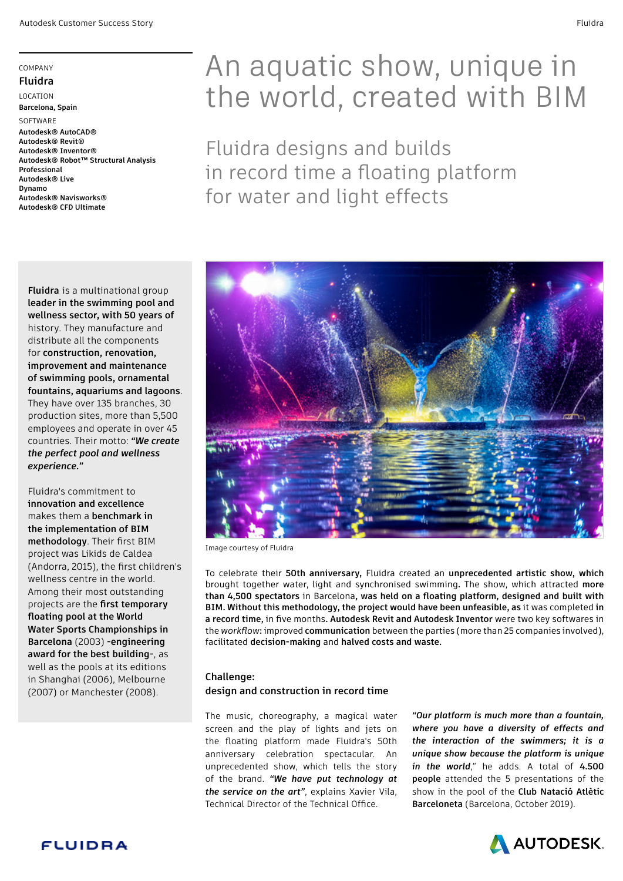COMPANY

**Fluidra**

LOCATION

**Barcelona, Spain**

SOFTWARE

**Autodesk® AutoCAD®**
**Autodesk® Revit®**
**Autodesk® Inventor®**
**Autodesk® Robot™ Structural Analysis Professional**
**Autodesk® Live**
**Dynamo**
**Autodesk® Navisworks®**
**Autodesk® CFD Ultimate**

# An aquatic show, unique in the world, created with BIM

## Fluidra designs and builds in record time a floating platform for water and light effects

**Fluidra** is a multinational group **leader in the swimming pool and wellness sector, with 50 years of** history. They manufacture and distribute all the components for **construction, renovation, improvement and maintenance of swimming pools, ornamental fountains, aquariums and lagoons**. They have over 135 branches, 30 production sites, more than 5,500 employees and operate in over 45 countries. Their motto: ***"We create the perfect pool and wellness experience."***

Fluidra's commitment to **innovation and excellence** makes them a **benchmark in the implementation of BIM methodology**. Their first BIM project was Likids de Caldea (Andorra, 2015), the first children's wellness centre in the world. Among their most outstanding projects are the **first temporary floating pool at the World Water Sports Championships in Barcelona** (2003) **-engineering award for the best building-**, as well as the pools at its editions in Shanghai (2006), Melbourne (2007) or Manchester (2008).

Image courtesy of Fluidra

To celebrate their **50th anniversary,** Fluidra created an **unprecedented artistic show, which** brought together water, light and synchronised swimming. The show, which attracted **more than 4,500 spectators** in Barcelona**, was held on a floating platform, designed and built with BIM. Without this methodology, the project would have been unfeasible, as** it was completed **in a record time,** in five months. **Autodesk Revit and Autodesk Inventor** were two key softwares in the *workflow*: improved **communication** between the parties (more than 25 companies involved), facilitated **decision-making** and **halved costs and waste.**

### Challenge: design and construction in record time

The music, choreography, a magical water screen and the play of lights and jets on the floating platform made Fluidra's 50th anniversary celebration spectacular. An unprecedented show, which tells the story of the brand. ***"We have put technology at the service on the art"***, explains Xavier Vila, Technical Director of the Technical Office.

***"Our platform is much more than a fountain, where you have a diversity of effects and the interaction of the swimmers; it is a unique show because the platform is unique in the world***," he adds. A total of **4.500 people** attended the 5 presentations of the show in the pool of the **Club Natació Atlètic Barceloneta** (Barcelona, October 2019).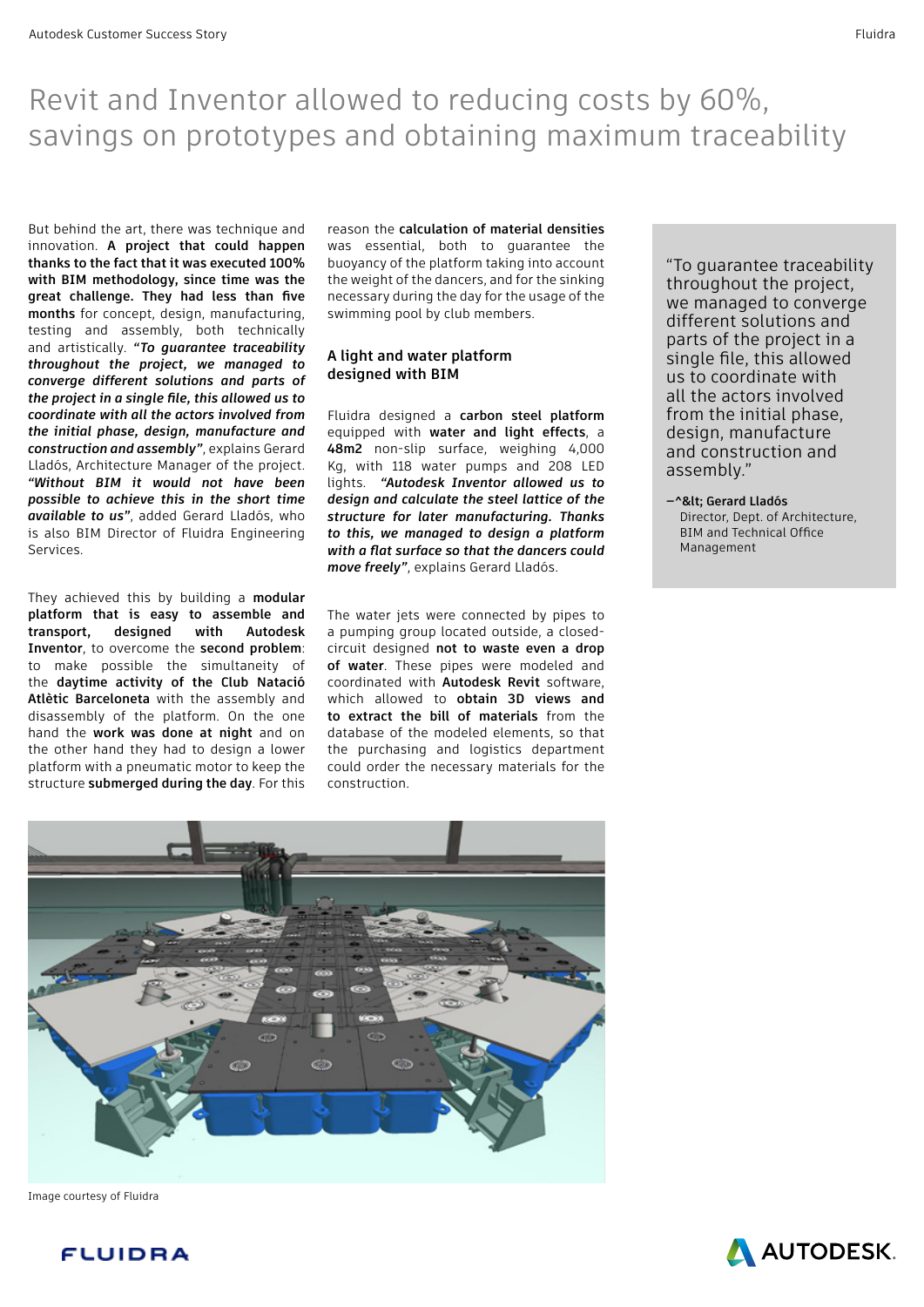# Revit and Inventor allowed to reducing costs by 60%, savings on prototypes and obtaining maximum traceability

But behind the art, there was technique and innovation. **A project that could happen thanks to the fact that it was executed 100% with BIM methodology, since time was the great challenge. They had less than five months** for concept, design, manufacturing, testing and assembly, both technically and artistically. ***"To guarantee traceability throughout the project, we managed to converge different solutions and parts of the project in a single file, this allowed us to coordinate with all the actors involved from the initial phase, design, manufacture and construction and assembly"***, explains Gerard Lladós, Architecture Manager of the project. ***"Without BIM it would not have been possible to achieve this in the short time available to us"***, added Gerard Lladós, who is also BIM Director of Fluidra Engineering Services.

They achieved this by building a **modular platform that is easy to assemble and transport, designed with Autodesk Inventor**, to overcome the **second problem**: to make possible the simultaneity of the **daytime activity of the Club Natació Atlètic Barceloneta** with the assembly and disassembly of the platform. On the one hand the **work was done at night** and on the other hand they had to design a lower platform with a pneumatic motor to keep the structure **submerged during the day**. For this reason the **calculation of material densities** was essential, both to guarantee the buoyancy of the platform taking into account the weight of the dancers, and for the sinking necessary during the day for the usage of the swimming pool by club members.

## A light and water platform designed with BIM

Fluidra designed a **carbon steel platform** equipped with **water and light effects**, a **48m2** non-slip surface, weighing 4,000 Kg, with 118 water pumps and 208 LED lights. ***"Autodesk Inventor allowed us to design and calculate the steel lattice of the structure for later manufacturing. Thanks to this, we managed to design a platform with a flat surface so that the dancers could move freely"***, explains Gerard Lladós.

The water jets were connected by pipes to a pumping group located outside, a closed-circuit designed **not to waste even a drop of water**. These pipes were modeled and coordinated with **Autodesk Revit** software, which allowed to **obtain 3D views and to extract the bill of materials** from the database of the modeled elements, so that the purchasing and logistics department could order the necessary materials for the construction.

> "To guarantee traceability throughout the project, we managed to converge different solutions and parts of the project in a single file, this allowed us to coordinate with all the actors involved from the initial phase, design, manufacture and construction and assembly."
>
> **—^&lt; Gerard Lladós**
> Director, Dept. of Architecture, BIM and Technical Office Management

Image courtesy of Fluidra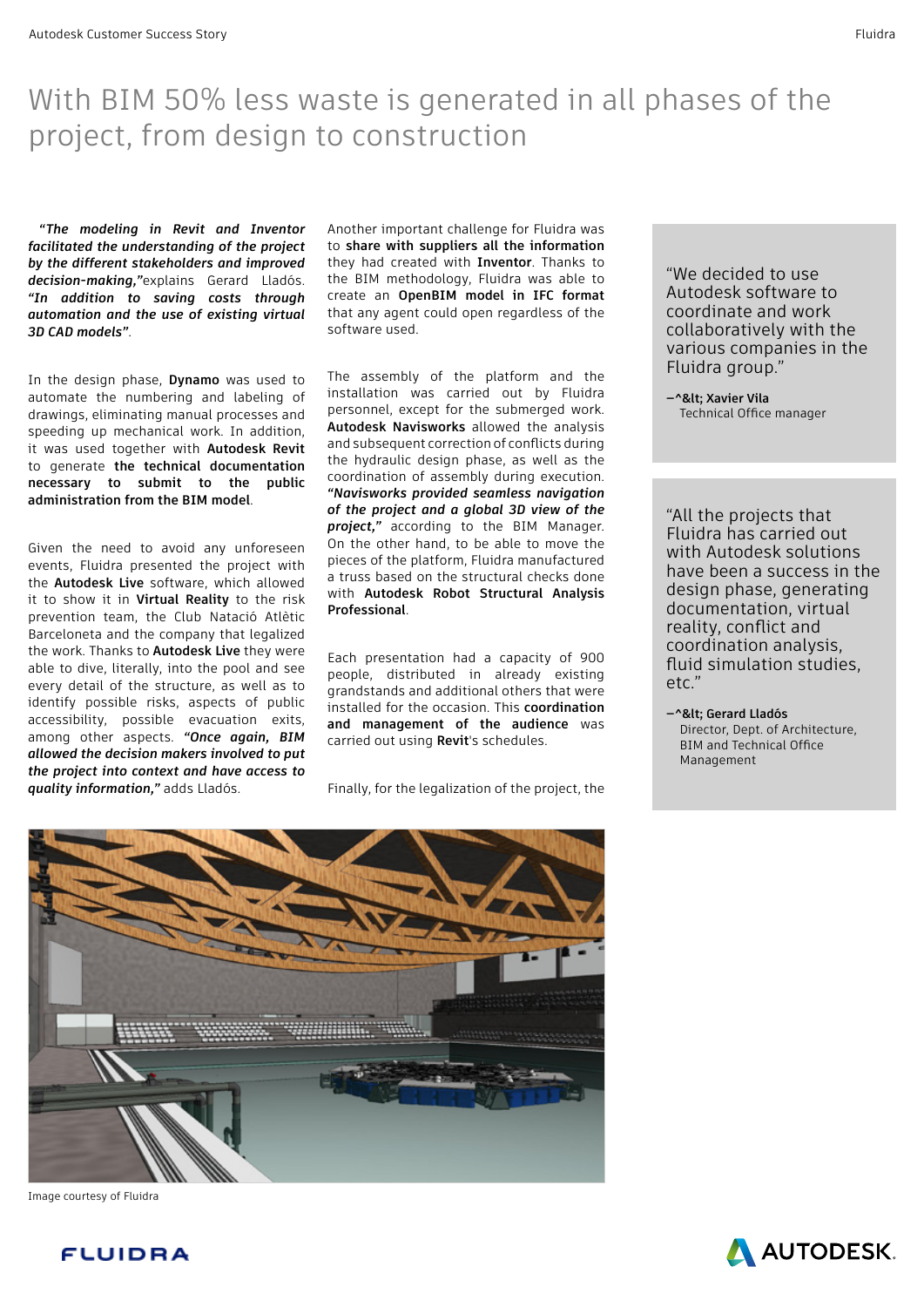# With BIM 50% less waste is generated in all phases of the project, from design to construction

***"The modeling in Revit and Inventor facilitated the understanding of the project by the different stakeholders and improved decision-making,"*** explains Gerard Lladós. ***"In addition to saving costs through automation and the use of existing virtual 3D CAD models"***.

In the design phase, **Dynamo** was used to automate the numbering and labeling of drawings, eliminating manual processes and speeding up mechanical work. In addition, it was used together with **Autodesk Revit** to generate **the technical documentation necessary to submit to the public administration from the BIM model**.

Given the need to avoid any unforeseen events, Fluidra presented the project with the **Autodesk Live** software, which allowed it to show it in **Virtual Reality** to the risk prevention team, the Club Natació Atlètic Barceloneta and the company that legalized the work. Thanks to **Autodesk Live** they were able to dive, literally, into the pool and see every detail of the structure, as well as to identify possible risks, aspects of public accessibility, possible evacuation exits, among other aspects. ***"Once again, BIM allowed the decision makers involved to put the project into context and have access to quality information,"*** adds Lladós.

Another important challenge for Fluidra was to **share with suppliers all the information** they had created with **Inventor**. Thanks to the BIM methodology, Fluidra was able to create an **OpenBIM model in IFC format** that any agent could open regardless of the software used.

The assembly of the platform and the installation was carried out by Fluidra personnel, except for the submerged work. **Autodesk Navisworks** allowed the analysis and subsequent correction of conflicts during the hydraulic design phase, as well as the coordination of assembly during execution. ***"Navisworks provided seamless navigation of the project and a global 3D view of the project,"*** according to the BIM Manager. On the other hand, to be able to move the pieces of the platform, Fluidra manufactured a truss based on the structural checks done with **Autodesk Robot Structural Analysis Professional**.

Each presentation had a capacity of 900 people, distributed in already existing grandstands and additional others that were installed for the occasion. This **coordination and management of the audience** was carried out using **Revit**'s schedules.

Finally, for the legalization of the project, the

> "We decided to use Autodesk software to coordinate and work collaboratively with the various companies in the Fluidra group."
>
> —^&lt; **Xavier Vila**
> Technical Office manager

> "All the projects that Fluidra has carried out with Autodesk solutions have been a success in the design phase, generating documentation, virtual reality, conflict and coordination analysis, fluid simulation studies, etc."
>
> —^&lt; **Gerard Lladós**
> Director, Dept. of Architecture, BIM and Technical Office Management

Image courtesy of Fluidra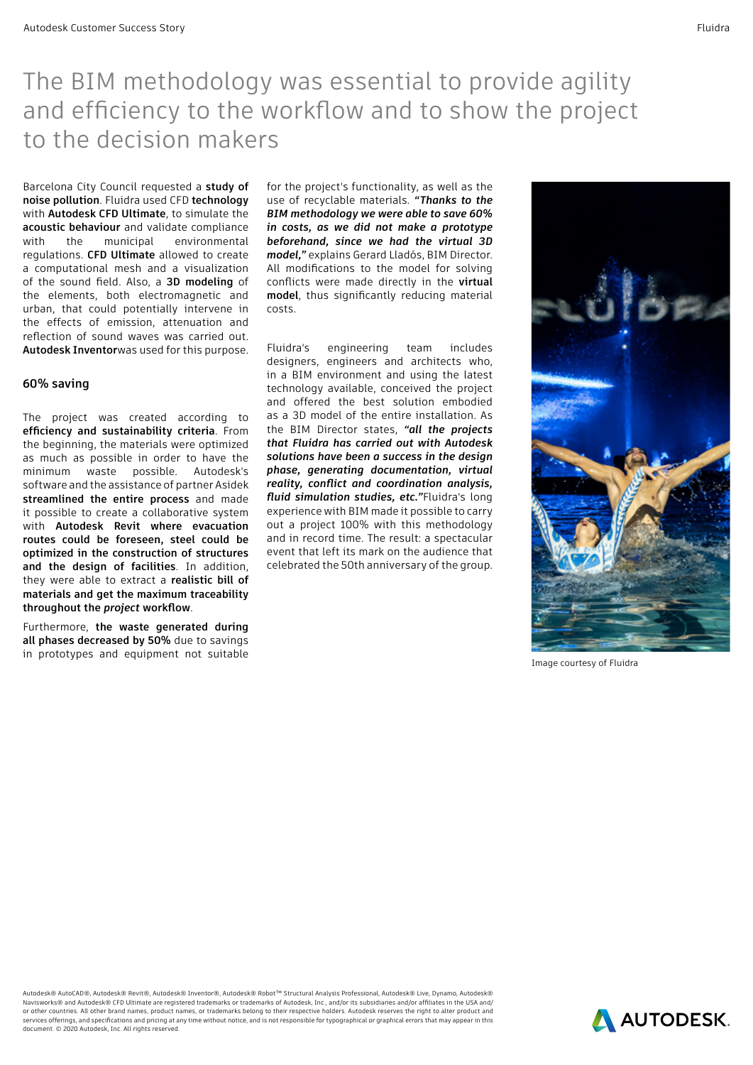# The BIM methodology was essential to provide agility and efficiency to the workflow and to show the project to the decision makers

Barcelona City Council requested a **study of noise pollution**. Fluidra used CFD **technology** with **Autodesk CFD Ultimate**, to simulate the **acoustic behaviour** and validate compliance with the municipal environmental regulations. **CFD Ultimate** allowed to create a computational mesh and a visualization of the sound field. Also, a **3D modeling** of the elements, both electromagnetic and urban, that could potentially intervene in the effects of emission, attenuation and reflection of sound waves was carried out. **Autodesk Inventor**was used for this purpose.

## 60% saving

The project was created according to **efficiency and sustainability criteria**. From the beginning, the materials were optimized as much as possible in order to have the minimum waste possible. Autodesk's software and the assistance of partner Asidek **streamlined the entire process** and made it possible to create a collaborative system with **Autodesk Revit where evacuation routes could be foreseen, steel could be optimized in the construction of structures and the design of facilities**. In addition, they were able to extract a **realistic bill of materials and get the maximum traceability throughout the *project* workflow**.

Furthermore, **the waste generated during all phases decreased by 50%** due to savings in prototypes and equipment not suitable for the project's functionality, as well as the use of recyclable materials. ***"Thanks to the BIM methodology we were able to save 60% in costs, as we did not make a prototype beforehand, since we had the virtual 3D model,"*** explains Gerard Lladós, BIM Director. All modifications to the model for solving conflicts were made directly in the **virtual model**, thus significantly reducing material costs.

Fluidra's engineering team includes designers, engineers and architects who, in a BIM environment and using the latest technology available, conceived the project and offered the best solution embodied as a 3D model of the entire installation. As the BIM Director states, ***"all the projects that Fluidra has carried out with Autodesk solutions have been a success in the design phase, generating documentation, virtual reality, conflict and coordination analysis, fluid simulation studies, etc."***Fluidra's long experience with BIM made it possible to carry out a project 100% with this methodology and in record time. The result: a spectacular event that left its mark on the audience that celebrated the 50th anniversary of the group.

Image courtesy of Fluidra

Autodesk® AutoCAD®, Autodesk® Revit®, Autodesk® Inventor®, Autodesk® Robot™ Structural Analysis Professional, Autodesk® Live, Dynamo, Autodesk® Navisworks® and Autodesk® CFD Ultimate are registered trademarks or trademarks of Autodesk, Inc., and/or its subsidiaries and/or affiliates in the USA and/or other countries. All other brand names, product names, or trademarks belong to their respective holders. Autodesk reserves the right to alter product and services offerings, and specifications and pricing at any time without notice, and is not responsible for typographical or graphical errors that may appear in this document. © 2020 Autodesk, Inc. All rights reserved.